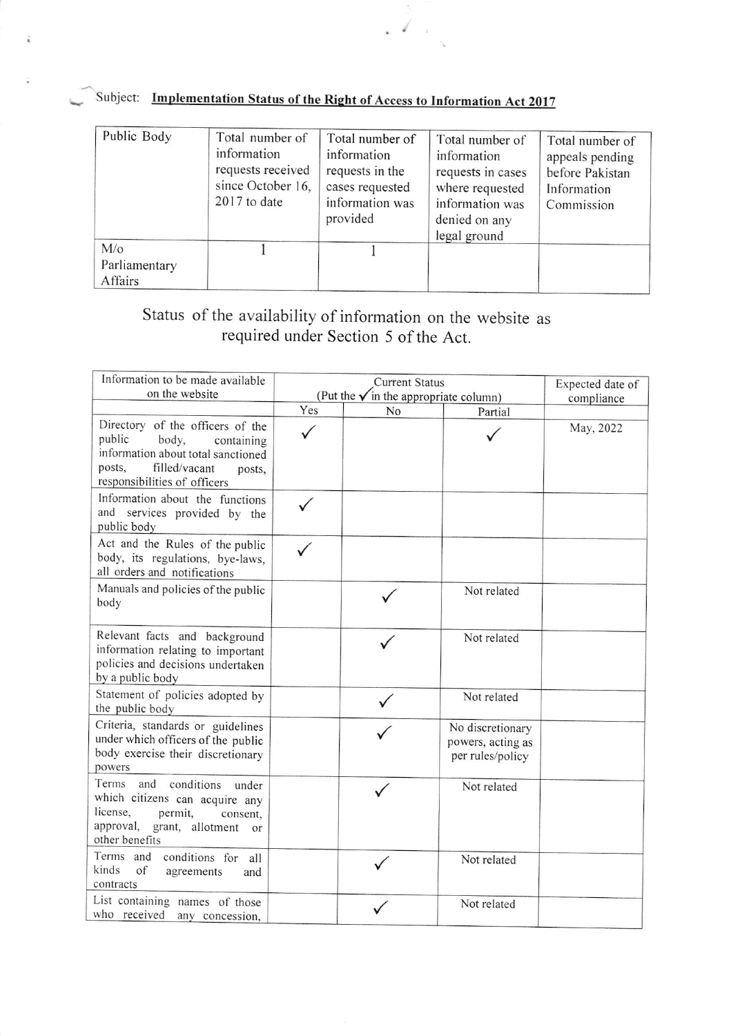Subject: **Implementation Status of the Right of Access to Information Act 2017**

| Public Body | Total number of information requests received since October 16, 2017 to date | Total number of information requests in the cases requested information was provided | Total number of information requests in cases where requested information was denied on any legal ground | Total number of appeals pending before Pakistan Information Commission |
|---|---|---|---|---|
| M/o Parliamentary Affairs | 1 | 1 | | |

Status of the availability of information on the website as required under Section 5 of the Act.

| Information to be made available on the website | Current Status (Put the ✓ in the appropriate column) | | | Expected date of compliance |
|---|---|---|---|---|
| | Yes | No | Partial | |
| Directory of the officers of the public body, containing information about total sanctioned posts, filled/vacant posts, responsibilities of officers | ✓ | | ✓ | May, 2022 |
| Information about the functions and services provided by the public body | ✓ | | | |
| Act and the Rules of the public body, its regulations, bye-laws, all orders and notifications | ✓ | | | |
| Manuals and policies of the public body | | ✓ | Not related | |
| Relevant facts and background information relating to important policies and decisions undertaken by a public body | | ✓ | Not related | |
| Statement of policies adopted by the public body | | ✓ | Not related | |
| Criteria, standards or guidelines under which officers of the public body exercise their discretionary powers | | ✓ | No discretionary powers, acting as per rules/policy | |
| Terms and conditions under which citizens can acquire any license, permit, consent, approval, grant, allotment or other benefits | | ✓ | Not related | |
| Terms and conditions for all kinds of agreements and contracts | | ✓ | Not related | |
| List containing names of those who received any concession, | | ✓ | Not related | |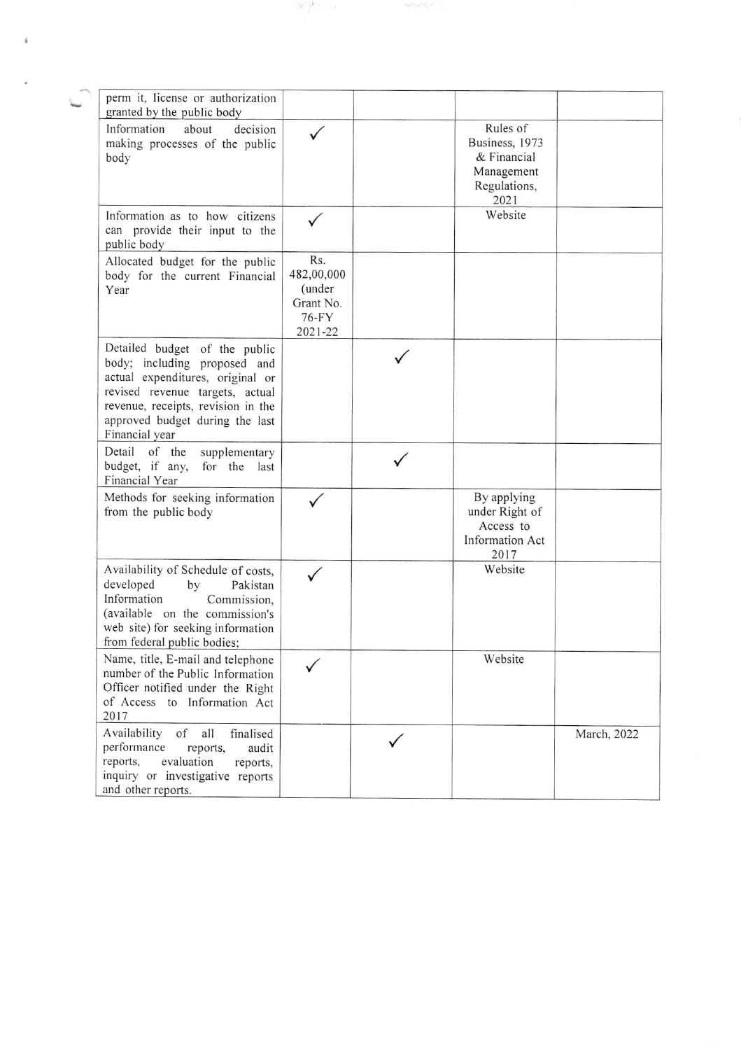| | | | | |
|---|---|---|---|---|
| perm it, license or authorization granted by the public body | | | | |
| Information about decision making processes of the public body | ✓ | | Rules of Business, 1973 & Financial Management Regulations, 2021 | |
| Information as to how citizens can provide their input to the public body | ✓ | | Website | |
| Allocated budget for the public body for the current Financial Year | Rs. 482,00,000 (under Grant No. 76-FY 2021-22 | | | |
| Detailed budget of the public body; including proposed and actual expenditures, original or revised revenue targets, actual revenue, receipts, revision in the approved budget during the last Financial year | | ✓ | | |
| Detail of the supplementary budget, if any, for the last Financial Year | | ✓ | | |
| Methods for seeking information from the public body | ✓ | | By applying under Right of Access to Information Act 2017 | |
| Availability of Schedule of costs, developed by Pakistan Information Commission, (available on the commission's web site) for seeking information from federal public bodies; | ✓ | | Website | |
| Name, title, E-mail and telephone number of the Public Information Officer notified under the Right of Access to Information Act 2017 | ✓ | | Website | |
| Availability of all finalised performance reports, audit reports, evaluation reports, inquiry or investigative reports and other reports. | | ✓ | | March, 2022 |